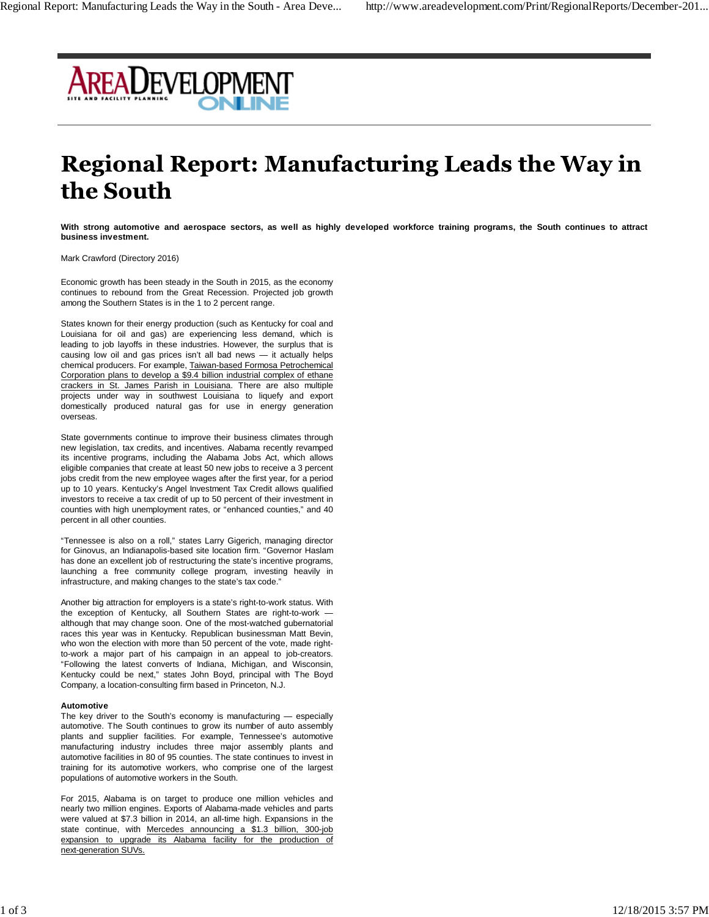# Regional Report: Manufacturing Leads the Way in the South

**With strong automotive and aerospace sectors, as well as highly developed workforce training programs, the South continues to attract business investment.**

Mark Crawford (Directory 2016)

Economic growth has been steady in the South in 2015, as the economy continues to rebound from the Great Recession. Projected job growth among the Southern States is in the 1 to 2 percent range.

States known for their energy production (such as Kentucky for coal and Louisiana for oil and gas) are experiencing less demand, which is leading to job layoffs in these industries. However, the surplus that is causing low oil and gas prices isn't all bad news — it actually helps chemical producers. For example, Taiwan-based Formosa Petrochemical Corporation plans to develop a $9.4 billion industrial complex of ethane crackers in St. James Parish in Louisiana. There are also multiple projects under way in southwest Louisiana to liquefy and export domestically produced natural gas for use in energy generation overseas.

State governments continue to improve their business climates through new legislation, tax credits, and incentives. Alabama recently revamped its incentive programs, including the Alabama Jobs Act, which allows eligible companies that create at least 50 new jobs to receive a 3 percent jobs credit from the new employee wages after the first year, for a period up to 10 years. Kentucky's Angel Investment Tax Credit allows qualified investors to receive a tax credit of up to 50 percent of their investment in counties with high unemployment rates, or "enhanced counties," and 40 percent in all other counties.

"Tennessee is also on a roll," states Larry Gigerich, managing director for Ginovus, an Indianapolis-based site location firm. "Governor Haslam has done an excellent job of restructuring the state's incentive programs, launching a free community college program, investing heavily in infrastructure, and making changes to the state's tax code."

Another big attraction for employers is a state's right-to-work status. With the exception of Kentucky, all Southern States are right-to-work — although that may change soon. One of the most-watched gubernatorial races this year was in Kentucky. Republican businessman Matt Bevin, who won the election with more than 50 percent of the vote, made right-to-work a major part of his campaign in an appeal to job-creators. "Following the latest converts of Indiana, Michigan, and Wisconsin, Kentucky could be next," states John Boyd, principal with The Boyd Company, a location-consulting firm based in Princeton, N.J.

**Automotive**

The key driver to the South's economy is manufacturing — especially automotive. The South continues to grow its number of auto assembly plants and supplier facilities. For example, Tennessee's automotive manufacturing industry includes three major assembly plants and automotive facilities in 80 of 95 counties. The state continues to invest in training for its automotive workers, who comprise one of the largest populations of automotive workers in the South.

For 2015, Alabama is on target to produce one million vehicles and nearly two million engines. Exports of Alabama-made vehicles and parts were valued at $7.3 billion in 2014, an all-time high. Expansions in the state continue, with Mercedes announcing a $1.3 billion, 300-job expansion to upgrade its Alabama facility for the production of next-generation SUVs.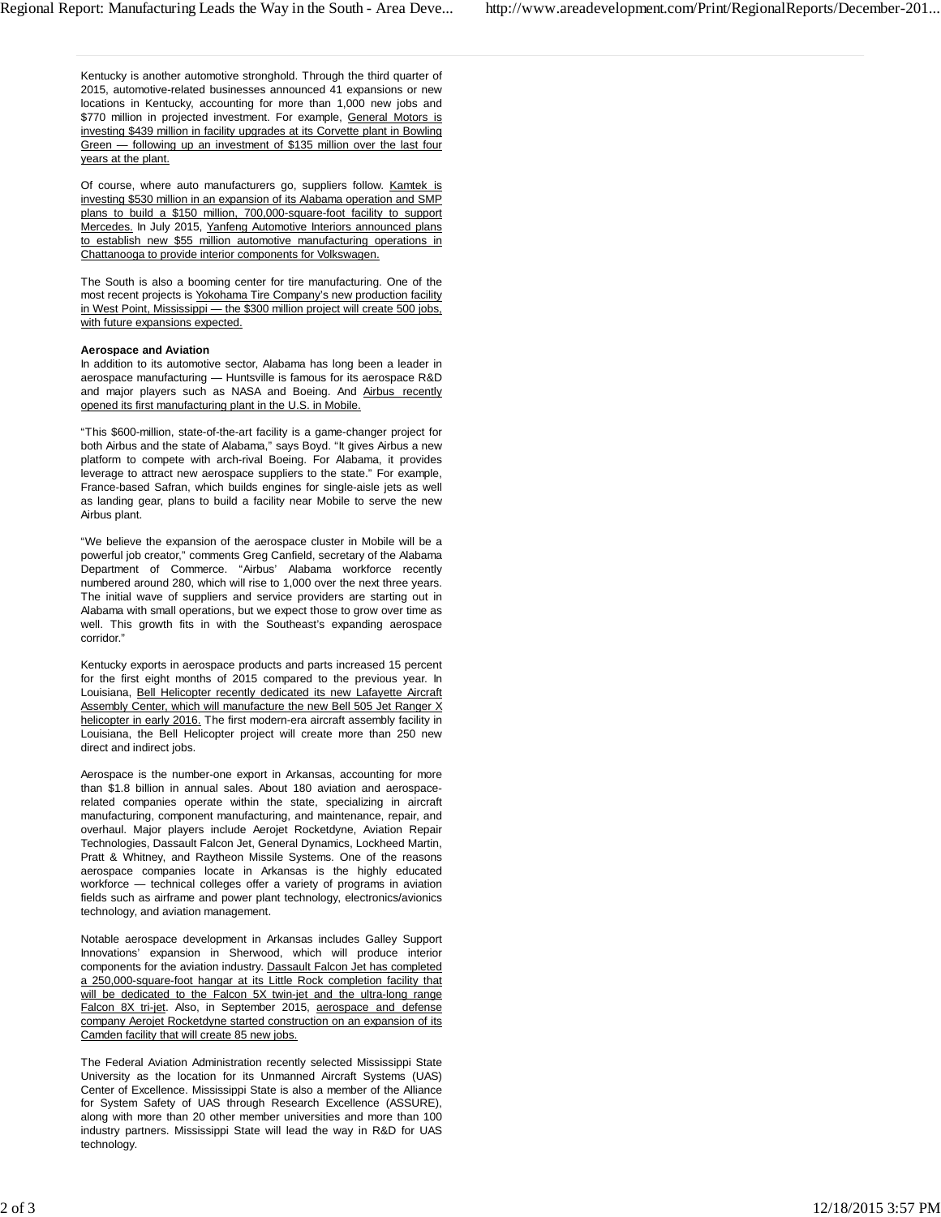Kentucky is another automotive stronghold. Through the third quarter of 2015, automotive-related businesses announced 41 expansions or new locations in Kentucky, accounting for more than 1,000 new jobs and $770 million in projected investment. For example, General Motors is investing $439 million in facility upgrades at its Corvette plant in Bowling Green — following up an investment of $135 million over the last four years at the plant.

Of course, where auto manufacturers go, suppliers follow. Kamtek is investing $530 million in an expansion of its Alabama operation and SMP plans to build a $150 million, 700,000-square-foot facility to support Mercedes. In July 2015, Yanfeng Automotive Interiors announced plans to establish new $55 million automotive manufacturing operations in Chattanooga to provide interior components for Volkswagen.

The South is also a booming center for tire manufacturing. One of the most recent projects is Yokohama Tire Company's new production facility in West Point, Mississippi — the $300 million project will create 500 jobs, with future expansions expected.

**Aerospace and Aviation**

In addition to its automotive sector, Alabama has long been a leader in aerospace manufacturing — Huntsville is famous for its aerospace R&D and major players such as NASA and Boeing. And Airbus recently opened its first manufacturing plant in the U.S. in Mobile.

"This $600-million, state-of-the-art facility is a game-changer project for both Airbus and the state of Alabama," says Boyd. "It gives Airbus a new platform to compete with arch-rival Boeing. For Alabama, it provides leverage to attract new aerospace suppliers to the state." For example, France-based Safran, which builds engines for single-aisle jets as well as landing gear, plans to build a facility near Mobile to serve the new Airbus plant.

"We believe the expansion of the aerospace cluster in Mobile will be a powerful job creator," comments Greg Canfield, secretary of the Alabama Department of Commerce. "Airbus' Alabama workforce recently numbered around 280, which will rise to 1,000 over the next three years. The initial wave of suppliers and service providers are starting out in Alabama with small operations, but we expect those to grow over time as well. This growth fits in with the Southeast's expanding aerospace corridor."

Kentucky exports in aerospace products and parts increased 15 percent for the first eight months of 2015 compared to the previous year. In Louisiana, Bell Helicopter recently dedicated its new Lafayette Aircraft Assembly Center, which will manufacture the new Bell 505 Jet Ranger X helicopter in early 2016. The first modern-era aircraft assembly facility in Louisiana, the Bell Helicopter project will create more than 250 new direct and indirect jobs.

Aerospace is the number-one export in Arkansas, accounting for more than $1.8 billion in annual sales. About 180 aviation and aerospace-related companies operate within the state, specializing in aircraft manufacturing, component manufacturing, and maintenance, repair, and overhaul. Major players include Aerojet Rocketdyne, Aviation Repair Technologies, Dassault Falcon Jet, General Dynamics, Lockheed Martin, Pratt & Whitney, and Raytheon Missile Systems. One of the reasons aerospace companies locate in Arkansas is the highly educated workforce — technical colleges offer a variety of programs in aviation fields such as airframe and power plant technology, electronics/avionics technology, and aviation management.

Notable aerospace development in Arkansas includes Galley Support Innovations' expansion in Sherwood, which will produce interior components for the aviation industry. Dassault Falcon Jet has completed a 250,000-square-foot hangar at its Little Rock completion facility that will be dedicated to the Falcon 5X twin-jet and the ultra-long range Falcon 8X tri-jet. Also, in September 2015, aerospace and defense company Aerojet Rocketdyne started construction on an expansion of its Camden facility that will create 85 new jobs.

The Federal Aviation Administration recently selected Mississippi State University as the location for its Unmanned Aircraft Systems (UAS) Center of Excellence. Mississippi State is also a member of the Alliance for System Safety of UAS through Research Excellence (ASSURE), along with more than 20 other member universities and more than 100 industry partners. Mississippi State will lead the way in R&D for UAS technology.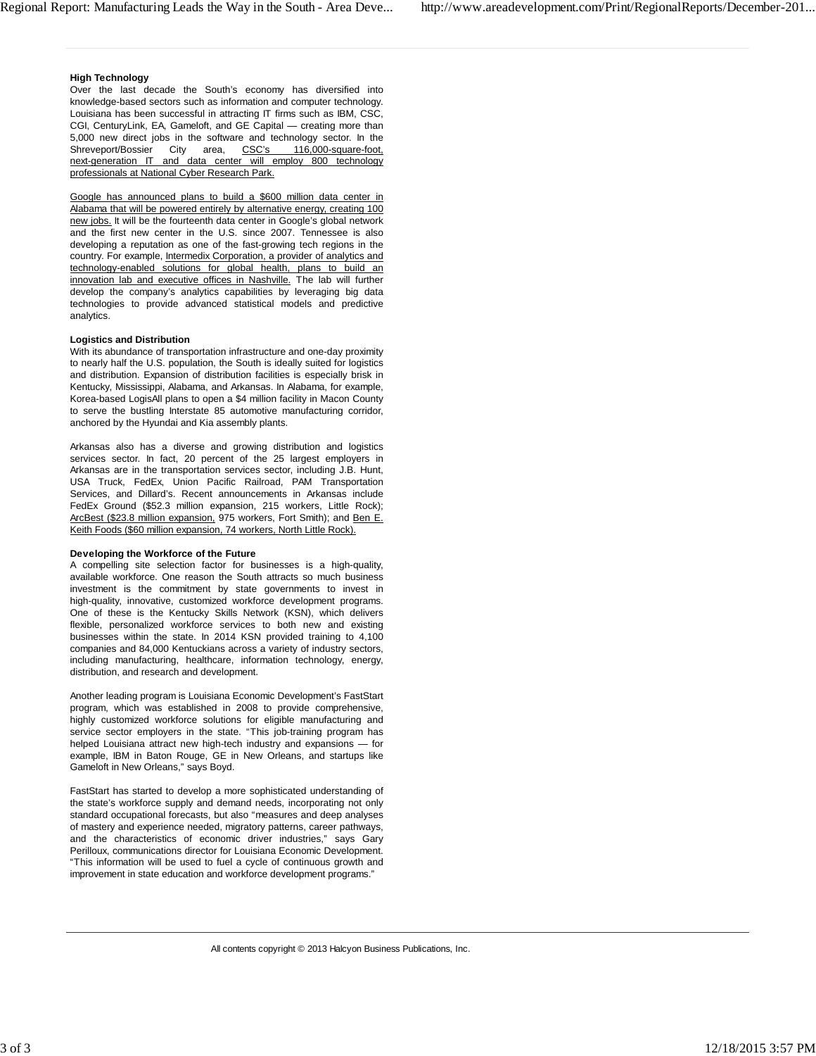### High Technology

Over the last decade the South's economy has diversified into knowledge-based sectors such as information and computer technology. Louisiana has been successful in attracting IT firms such as IBM, CSC, CGI, CenturyLink, EA, Gameloft, and GE Capital — creating more than 5,000 new direct jobs in the software and technology sector. In the Shreveport/Bossier City area, CSC's 116,000-square-foot, next-generation IT and data center will employ 800 technology professionals at National Cyber Research Park.

Google has announced plans to build a $600 million data center in Alabama that will be powered entirely by alternative energy, creating 100 new jobs. It will be the fourteenth data center in Google's global network and the first new center in the U.S. since 2007. Tennessee is also developing a reputation as one of the fast-growing tech regions in the country. For example, Intermedix Corporation, a provider of analytics and technology-enabled solutions for global health, plans to build an innovation lab and executive offices in Nashville. The lab will further develop the company's analytics capabilities by leveraging big data technologies to provide advanced statistical models and predictive analytics.

### Logistics and Distribution

With its abundance of transportation infrastructure and one-day proximity to nearly half the U.S. population, the South is ideally suited for logistics and distribution. Expansion of distribution facilities is especially brisk in Kentucky, Mississippi, Alabama, and Arkansas. In Alabama, for example, Korea-based LogisAll plans to open a $4 million facility in Macon County to serve the bustling Interstate 85 automotive manufacturing corridor, anchored by the Hyundai and Kia assembly plants.

Arkansas also has a diverse and growing distribution and logistics services sector. In fact, 20 percent of the 25 largest employers in Arkansas are in the transportation services sector, including J.B. Hunt, USA Truck, FedEx, Union Pacific Railroad, PAM Transportation Services, and Dillard's. Recent announcements in Arkansas include FedEx Ground ($52.3 million expansion, 215 workers, Little Rock); ArcBest ($23.8 million expansion, 975 workers, Fort Smith); and Ben E. Keith Foods ($60 million expansion, 74 workers, North Little Rock).

### Developing the Workforce of the Future

A compelling site selection factor for businesses is a high-quality, available workforce. One reason the South attracts so much business investment is the commitment by state governments to invest in high-quality, innovative, customized workforce development programs. One of these is the Kentucky Skills Network (KSN), which delivers flexible, personalized workforce services to both new and existing businesses within the state. In 2014 KSN provided training to 4,100 companies and 84,000 Kentuckians across a variety of industry sectors, including manufacturing, healthcare, information technology, energy, distribution, and research and development.

Another leading program is Louisiana Economic Development's FastStart program, which was established in 2008 to provide comprehensive, highly customized workforce solutions for eligible manufacturing and service sector employers in the state. "This job-training program has helped Louisiana attract new high-tech industry and expansions — for example, IBM in Baton Rouge, GE in New Orleans, and startups like Gameloft in New Orleans," says Boyd.

FastStart has started to develop a more sophisticated understanding of the state's workforce supply and demand needs, incorporating not only standard occupational forecasts, but also "measures and deep analyses of mastery and experience needed, migratory patterns, career pathways, and the characteristics of economic driver industries," says Gary Perilloux, communications director for Louisiana Economic Development. "This information will be used to fuel a cycle of continuous growth and improvement in state education and workforce development programs."

All contents copyright © 2013 Halcyon Business Publications, Inc.